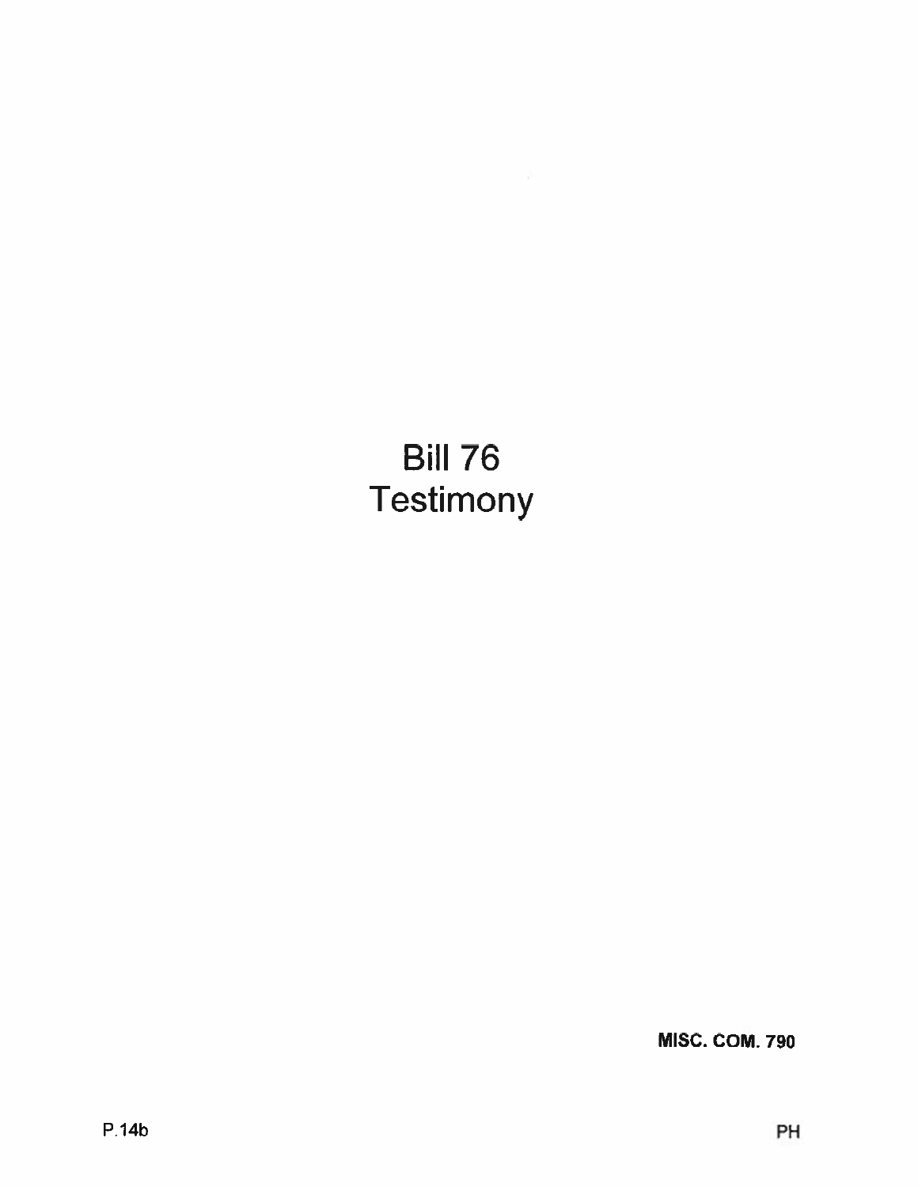# Bill 76
# Testimony

**MISC. COM. 790**

P.14b

PH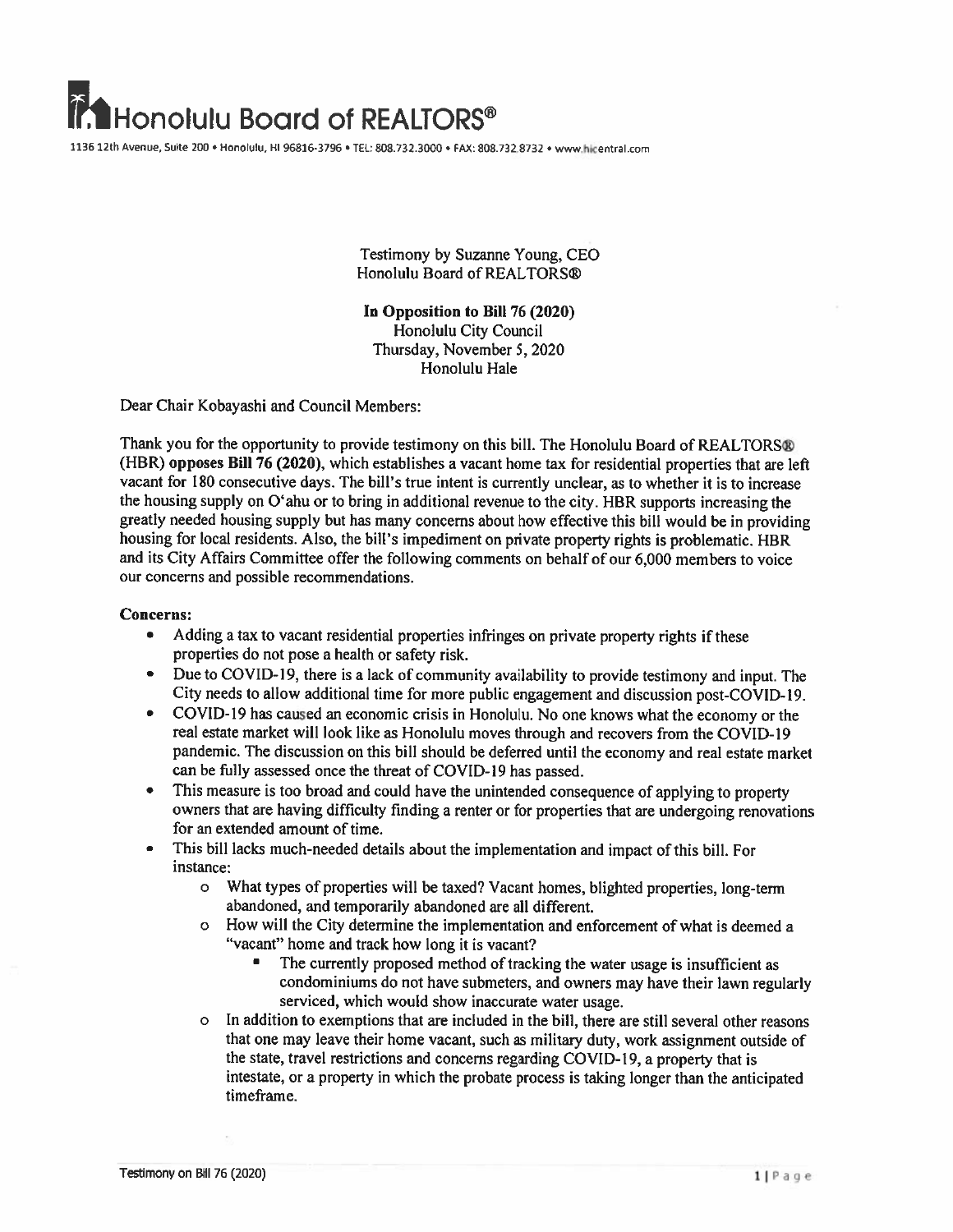# Honolulu Board of REALTORS®

1136 12th Avenue, Suite 200 • Honolulu, HI 96816-3796 • TEL: 808.732.3000 • FAX: 808.732.8732 • www.hicentral.com

Testimony by Suzanne Young, CEO
Honolulu Board of REALTORS®

**In Opposition to Bill 76 (2020)**
Honolulu City Council
Thursday, November 5, 2020
Honolulu Hale

Dear Chair Kobayashi and Council Members:

Thank you for the opportunity to provide testimony on this bill. The Honolulu Board of REALTORS® (HBR) **opposes Bill 76 (2020)**, which establishes a vacant home tax for residential properties that are left vacant for 180 consecutive days. The bill's true intent is currently unclear, as to whether it is to increase the housing supply on O'ahu or to bring in additional revenue to the city. HBR supports increasing the greatly needed housing supply but has many concerns about how effective this bill would be in providing housing for local residents. Also, the bill's impediment on private property rights is problematic. HBR and its City Affairs Committee offer the following comments on behalf of our 6,000 members to voice our concerns and possible recommendations.

**Concerns:**

- Adding a tax to vacant residential properties infringes on private property rights if these properties do not pose a health or safety risk.
- Due to COVID-19, there is a lack of community availability to provide testimony and input. The City needs to allow additional time for more public engagement and discussion post-COVID-19.
- COVID-19 has caused an economic crisis in Honolulu. No one knows what the economy or the real estate market will look like as Honolulu moves through and recovers from the COVID-19 pandemic. The discussion on this bill should be deferred until the economy and real estate market can be fully assessed once the threat of COVID-19 has passed.
- This measure is too broad and could have the unintended consequence of applying to property owners that are having difficulty finding a renter or for properties that are undergoing renovations for an extended amount of time.
- This bill lacks much-needed details about the implementation and impact of this bill. For instance:
  - What types of properties will be taxed? Vacant homes, blighted properties, long-term abandoned, and temporarily abandoned are all different.
  - How will the City determine the implementation and enforcement of what is deemed a "vacant" home and track how long it is vacant?
    - The currently proposed method of tracking the water usage is insufficient as condominiums do not have submeters, and owners may have their lawn regularly serviced, which would show inaccurate water usage.
  - In addition to exemptions that are included in the bill, there are still several other reasons that one may leave their home vacant, such as military duty, work assignment outside of the state, travel restrictions and concerns regarding COVID-19, a property that is intestate, or a property in which the probate process is taking longer than the anticipated timeframe.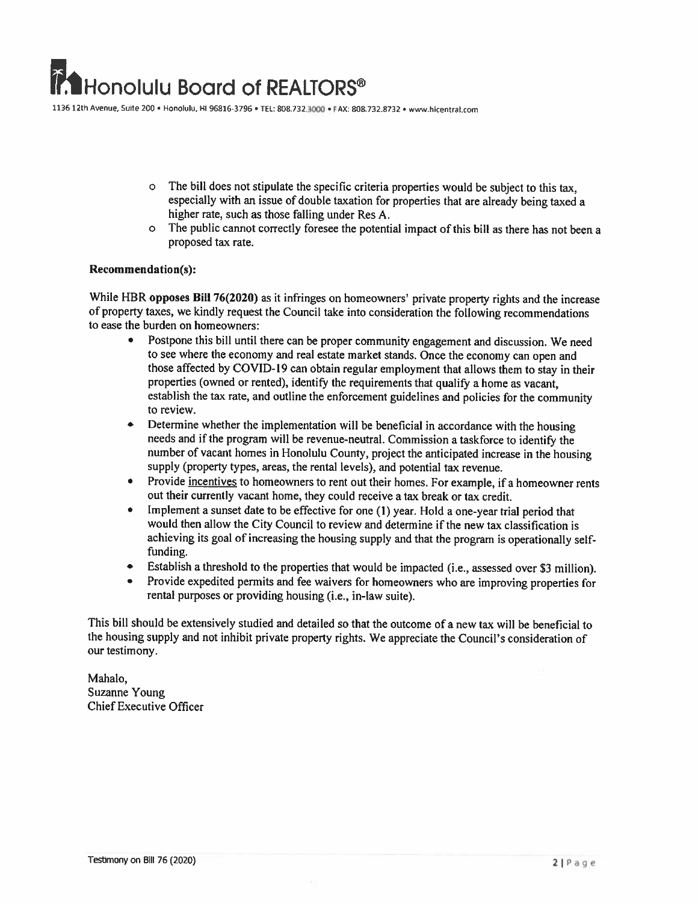- The bill does not stipulate the specific criteria properties would be subject to this tax, especially with an issue of double taxation for properties that are already being taxed a higher rate, such as those falling under Res A.
- The public cannot correctly foresee the potential impact of this bill as there has not been a proposed tax rate.

**Recommendation(s):**

While HBR **opposes Bill 76(2020)** as it infringes on homeowners' private property rights and the increase of property taxes, we kindly request the Council take into consideration the following recommendations to ease the burden on homeowners:

- Postpone this bill until there can be proper community engagement and discussion. We need to see where the economy and real estate market stands. Once the economy can open and those affected by COVID-19 can obtain regular employment that allows them to stay in their properties (owned or rented), identify the requirements that qualify a home as vacant, establish the tax rate, and outline the enforcement guidelines and policies for the community to review.
- Determine whether the implementation will be beneficial in accordance with the housing needs and if the program will be revenue-neutral. Commission a taskforce to identify the number of vacant homes in Honolulu County, project the anticipated increase in the housing supply (property types, areas, the rental levels), and potential tax revenue.
- Provide incentives to homeowners to rent out their homes. For example, if a homeowner rents out their currently vacant home, they could receive a tax break or tax credit.
- Implement a sunset date to be effective for one (1) year. Hold a one-year trial period that would then allow the City Council to review and determine if the new tax classification is achieving its goal of increasing the housing supply and that the program is operationally self-funding.
- Establish a threshold to the properties that would be impacted (i.e., assessed over $3 million).
- Provide expedited permits and fee waivers for homeowners who are improving properties for rental purposes or providing housing (i.e., in-law suite).

This bill should be extensively studied and detailed so that the outcome of a new tax will be beneficial to the housing supply and not inhibit private property rights. We appreciate the Council's consideration of our testimony.

Mahalo,
Suzanne Young
Chief Executive Officer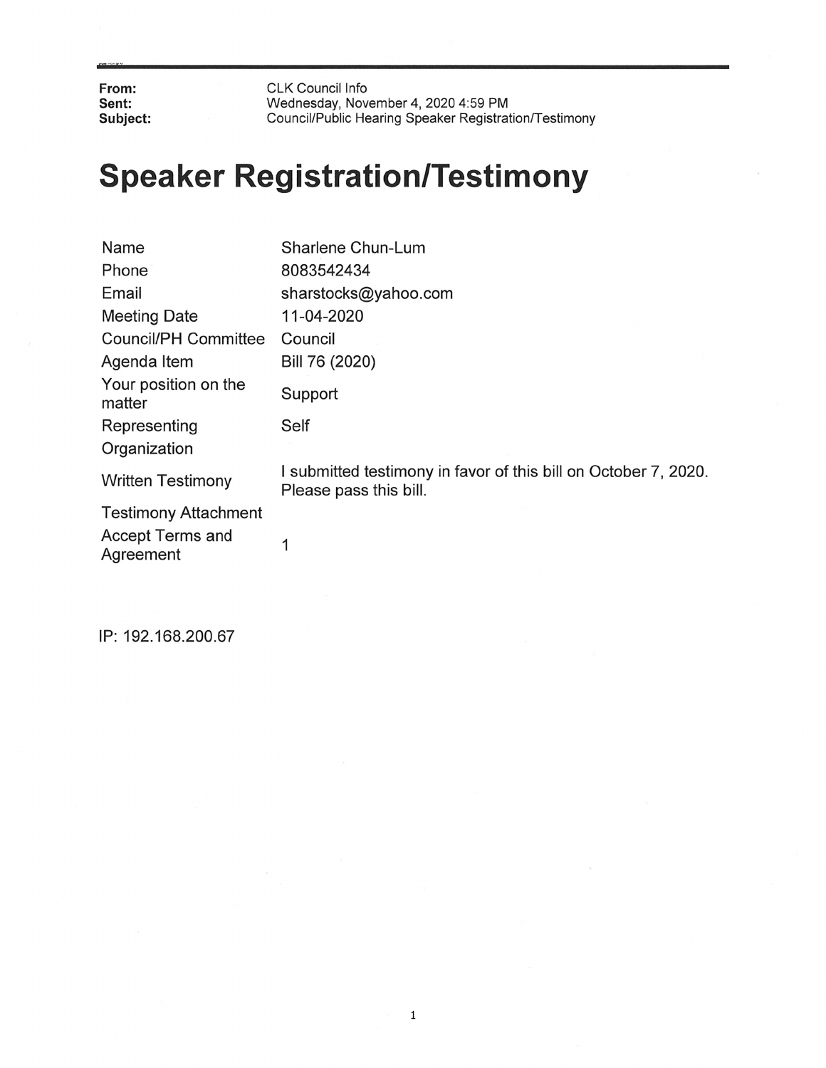**From:** CLK Council Info
**Sent:** Wednesday, November 4, 2020 4:59 PM
**Subject:** Council/Public Hearing Speaker Registration/Testimony

# Speaker Registration/Testimony

| | |
|---|---|
| Name | Sharlene Chun-Lum |
| Phone | 8083542434 |
| Email | sharstocks@yahoo.com |
| Meeting Date | 11-04-2020 |
| Council/PH Committee | Council |
| Agenda Item | Bill 76 (2020) |
| Your position on the matter | Support |
| Representing | Self |
| Organization | |
| Written Testimony | I submitted testimony in favor of this bill on October 7, 2020. Please pass this bill. |
| Testimony Attachment | |
| Accept Terms and Agreement | 1 |

IP: 192.168.200.67